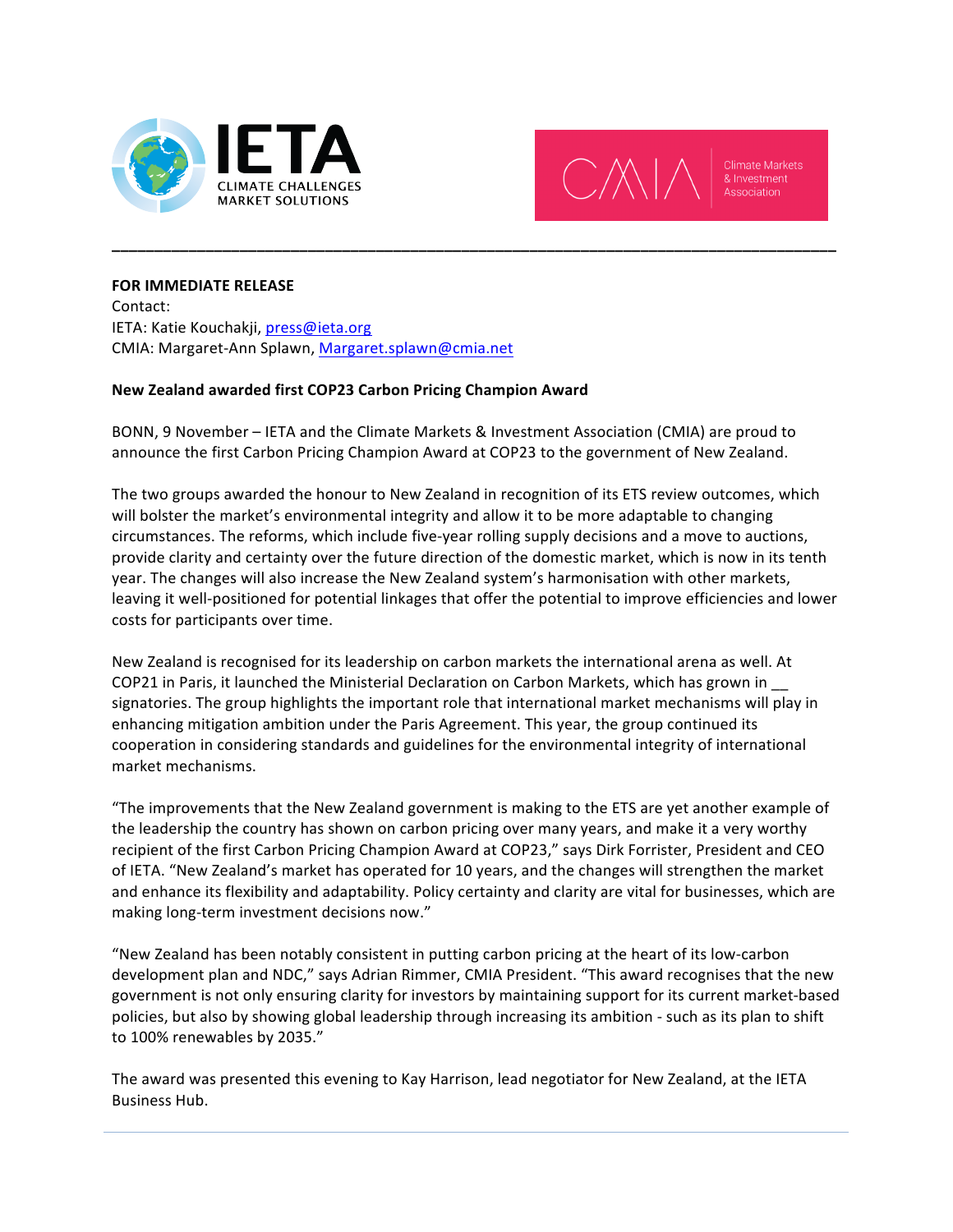**FOR IMMEDIATE RELEASE**

Contact:
IETA: Katie Kouchakji, press@ieta.org
CMIA: Margaret-Ann Splawn, Margaret.splawn@cmia.net

**New Zealand awarded first COP23 Carbon Pricing Champion Award**

BONN, 9 November – IETA and the Climate Markets & Investment Association (CMIA) are proud to announce the first Carbon Pricing Champion Award at COP23 to the government of New Zealand.

The two groups awarded the honour to New Zealand in recognition of its ETS review outcomes, which will bolster the market's environmental integrity and allow it to be more adaptable to changing circumstances. The reforms, which include five-year rolling supply decisions and a move to auctions, provide clarity and certainty over the future direction of the domestic market, which is now in its tenth year. The changes will also increase the New Zealand system's harmonisation with other markets, leaving it well-positioned for potential linkages that offer the potential to improve efficiencies and lower costs for participants over time.

New Zealand is recognised for its leadership on carbon markets the international arena as well. At COP21 in Paris, it launched the Ministerial Declaration on Carbon Markets, which has grown in __ signatories. The group highlights the important role that international market mechanisms will play in enhancing mitigation ambition under the Paris Agreement. This year, the group continued its cooperation in considering standards and guidelines for the environmental integrity of international market mechanisms.

"The improvements that the New Zealand government is making to the ETS are yet another example of the leadership the country has shown on carbon pricing over many years, and make it a very worthy recipient of the first Carbon Pricing Champion Award at COP23," says Dirk Forrister, President and CEO of IETA. "New Zealand's market has operated for 10 years, and the changes will strengthen the market and enhance its flexibility and adaptability. Policy certainty and clarity are vital for businesses, which are making long-term investment decisions now."

"New Zealand has been notably consistent in putting carbon pricing at the heart of its low-carbon development plan and NDC," says Adrian Rimmer, CMIA President. "This award recognises that the new government is not only ensuring clarity for investors by maintaining support for its current market-based policies, but also by showing global leadership through increasing its ambition - such as its plan to shift to 100% renewables by 2035."

The award was presented this evening to Kay Harrison, lead negotiator for New Zealand, at the IETA Business Hub.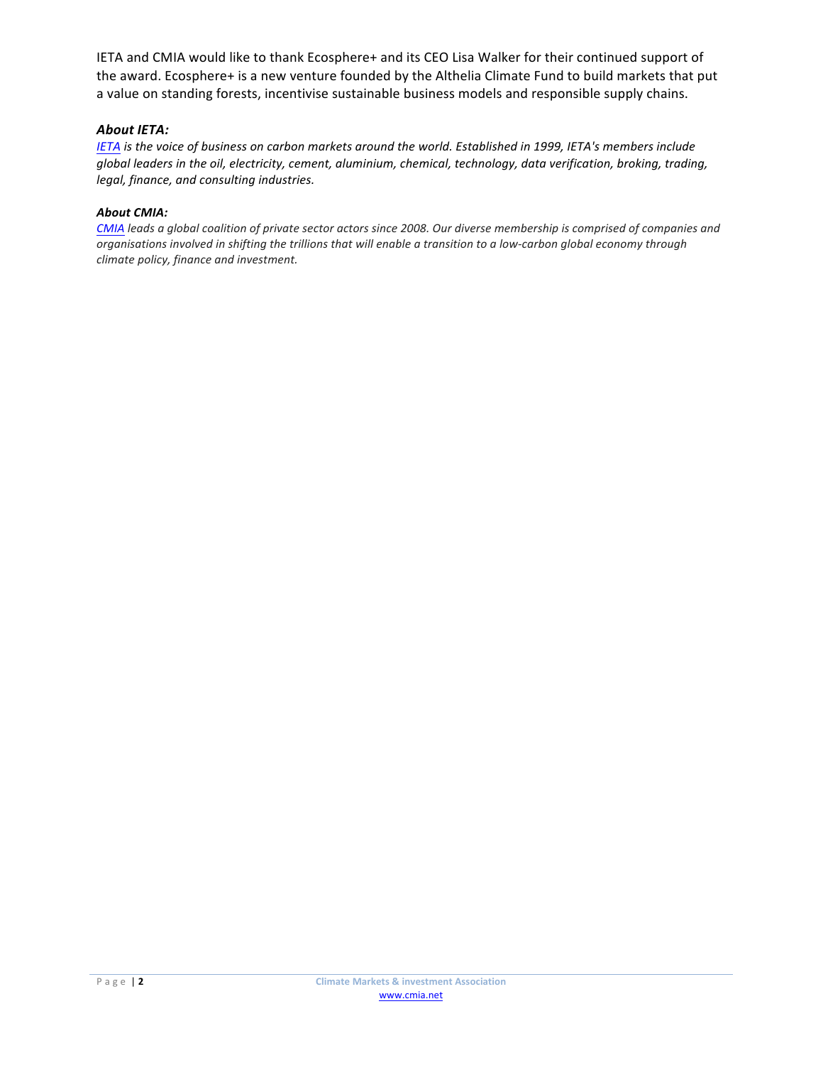IETA and CMIA would like to thank Ecosphere+ and its CEO Lisa Walker for their continued support of the award. Ecosphere+ is a new venture founded by the Althelia Climate Fund to build markets that put a value on standing forests, incentivise sustainable business models and responsible supply chains.

### *About IETA:*

*IETA is the voice of business on carbon markets around the world. Established in 1999, IETA's members include global leaders in the oil, electricity, cement, aluminium, chemical, technology, data verification, broking, trading, legal, finance, and consulting industries.*

#### *About CMIA:*

*CMIA leads a global coalition of private sector actors since 2008. Our diverse membership is comprised of companies and organisations involved in shifting the trillions that will enable a transition to a low-carbon global economy through climate policy, finance and investment.*